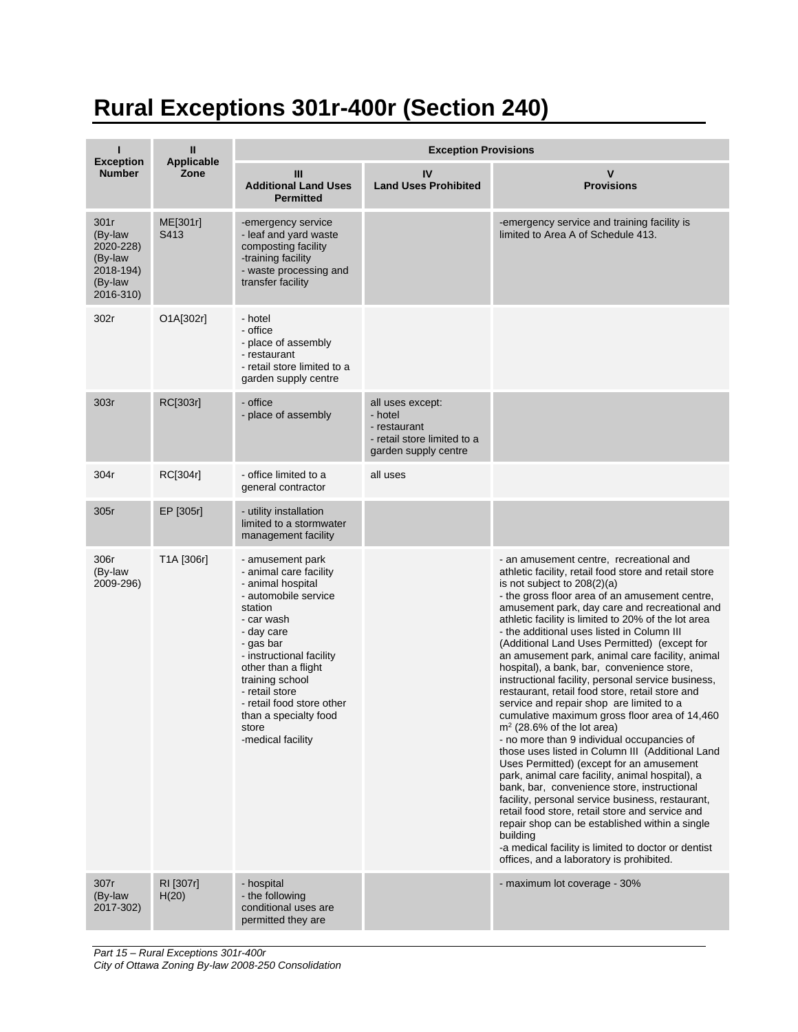# Rural Exceptions 301r-400r (Section 240)

| I<br>Exception Number | II<br>Applicable Zone | Exception Provisions | | |
|---|---|---|---|---|
| | | III<br>Additional Land Uses Permitted | IV<br>Land Uses Prohibited | V<br>Provisions |
| 301r<br>(By-law 2020-228)<br>(By-law 2018-194)<br>(By-law 2016-310) | ME[301r] S413 | -emergency service<br>- leaf and yard waste composting facility<br>-training facility<br>- waste processing and transfer facility | | -emergency service and training facility is limited to Area A of Schedule 413. |
| 302r | O1A[302r] | - hotel<br>- office<br>- place of assembly<br>- restaurant<br>- retail store limited to a garden supply centre | | |
| 303r | RC[303r] | - office<br>- place of assembly | all uses except:<br>- hotel<br>- restaurant<br>- retail store limited to a garden supply centre | |
| 304r | RC[304r] | - office limited to a general contractor | all uses | |
| 305r | EP [305r] | - utility installation limited to a stormwater management facility | | |
| 306r<br>(By-law 2009-296) | T1A [306r] | - amusement park<br>- animal care facility<br>- animal hospital<br>- automobile service station<br>- car wash<br>- day care<br>- gas bar<br>- instructional facility other than a flight training school<br>- retail store<br>- retail food store other than a specialty food store<br>-medical facility | | - an amusement centre, recreational and athletic facility, retail food store and retail store is not subject to 208(2)(a)<br>- the gross floor area of an amusement centre, amusement park, day care and recreational and athletic facility is limited to 20% of the lot area<br>- the additional uses listed in Column III (Additional Land Uses Permitted) (except for an amusement park, animal care facility, animal hospital), a bank, bar, convenience store, instructional facility, personal service business, restaurant, retail food store, retail store and service and repair shop are limited to a cumulative maximum gross floor area of 14,460 m² (28.6% of the lot area)<br>- no more than 9 individual occupancies of those uses listed in Column III (Additional Land Uses Permitted) (except for an amusement park, animal care facility, animal hospital), a bank, bar, convenience store, instructional facility, personal service business, restaurant, retail food store, retail store and service and repair shop can be established within a single building<br>-a medical facility is limited to doctor or dentist offices, and a laboratory is prohibited. |
| 307r<br>(By-law 2017-302) | RI [307r] H(20) | - hospital<br>- the following conditional uses are permitted they are | | - maximum lot coverage - 30% |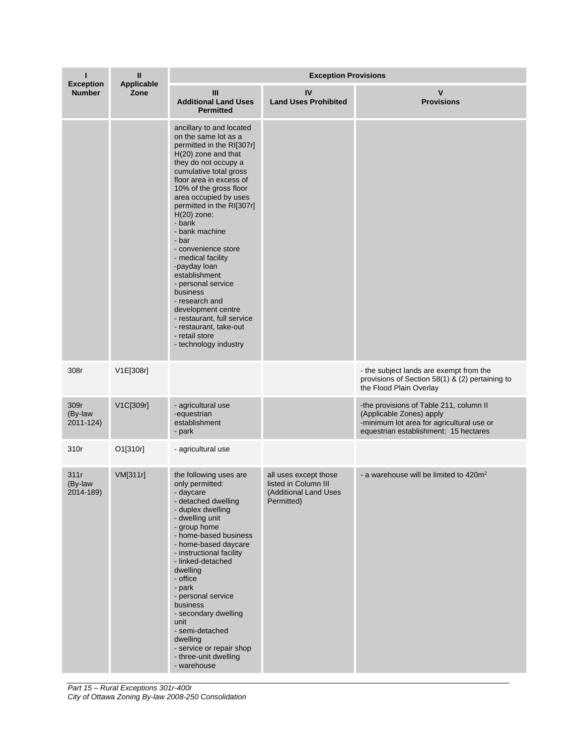| I<br>Exception<br>Number | II<br>Applicable<br>Zone | Exception Provisions | | |
|---|---|---|---|---|
| | | III<br>Additional Land Uses Permitted | IV<br>Land Uses Prohibited | V<br>Provisions |
| | | ancillary to and located on the same lot as a permitted in the RI[307r] H(20) zone and that they do not occupy a cumulative total gross floor area in excess of 10% of the gross floor area occupied by uses permitted in the RI[307r] H(20) zone:<br>- bank<br>- bank machine<br>- bar<br>- convenience store<br>- medical facility<br>-payday loan establishment<br>- personal service business<br>- research and development centre<br>- restaurant, full service<br>- restaurant, take-out<br>- retail store<br>- technology industry | | |
| 308r | V1E[308r] | | | - the subject lands are exempt from the provisions of Section 58(1) & (2) pertaining to the Flood Plain Overlay |
| 309r<br>(By-law 2011-124) | V1C[309r] | - agricultural use<br>-equestrian establishment<br>- park | | -the provisions of Table 211, column II (Applicable Zones) apply<br>-minimum lot area for agricultural use or equestrian establishment: 15 hectares |
| 310r | O1[310r] | - agricultural use | | |
| 311r<br>(By-law 2014-189) | VM[311r] | the following uses are only permitted:<br>- daycare<br>- detached dwelling<br>- duplex dwelling<br>- dwelling unit<br>- group home<br>- home-based business<br>- home-based daycare<br>- instructional facility<br>- linked-detached dwelling<br>- office<br>- park<br>- personal service business<br>- secondary dwelling unit<br>- semi-detached dwelling<br>- service or repair shop<br>- three-unit dwelling<br>- warehouse | all uses except those listed in Column III (Additional Land Uses Permitted) | - a warehouse will be limited to 420m² |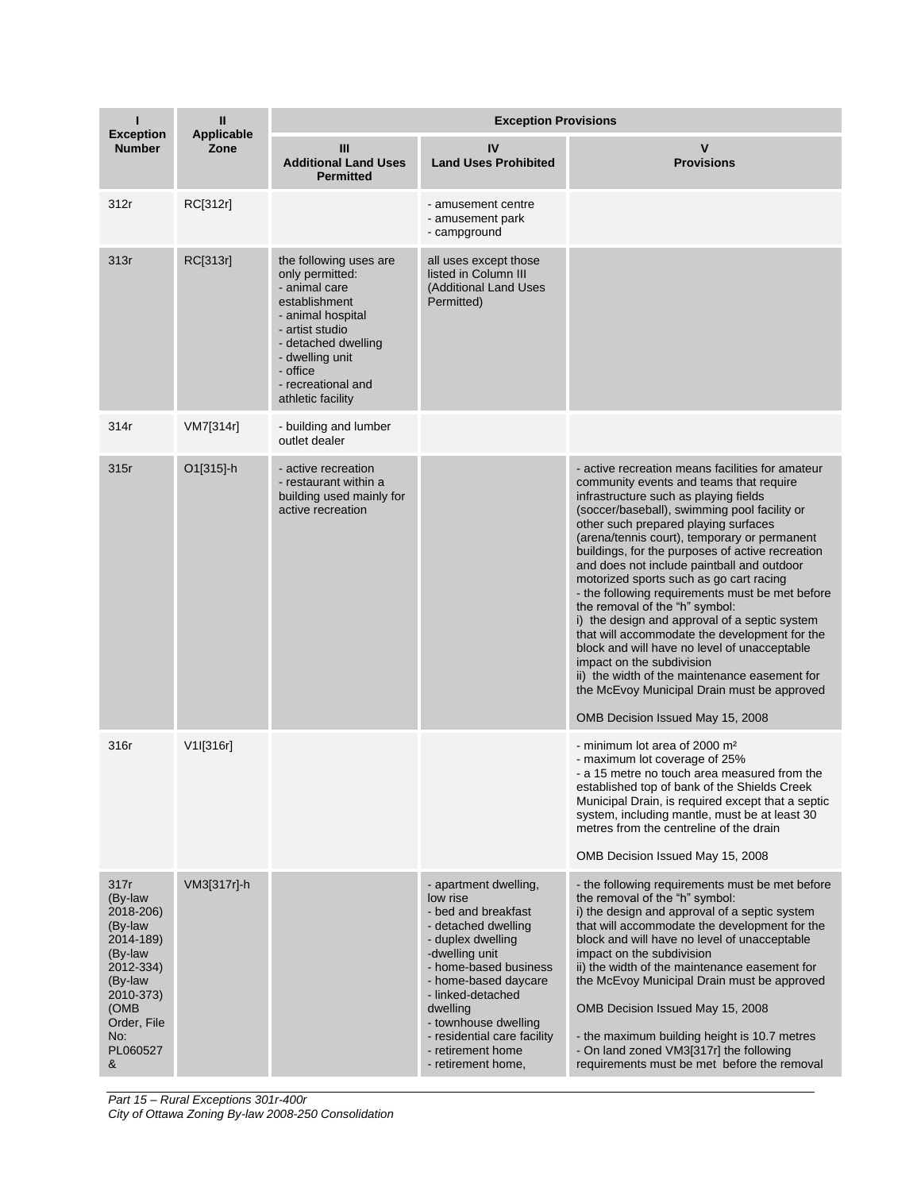| I<br>Exception Number | II<br>Applicable Zone | Exception Provisions | | |
|---|---|---|---|---|
| | | III<br>Additional Land Uses Permitted | IV<br>Land Uses Prohibited | V<br>Provisions |
| 312r | RC[312r] | | - amusement centre<br>- amusement park<br>- campground | |
| 313r | RC[313r] | the following uses are only permitted:<br>- animal care establishment<br>- animal hospital<br>- artist studio<br>- detached dwelling<br>- dwelling unit<br>- office<br>- recreational and athletic facility | all uses except those listed in Column III (Additional Land Uses Permitted) | |
| 314r | VM7[314r] | - building and lumber outlet dealer | | |
| 315r | O1[315]-h | - active recreation<br>- restaurant within a building used mainly for active recreation | | - active recreation means facilities for amateur community events and teams that require infrastructure such as playing fields (soccer/baseball), swimming pool facility or other such prepared playing surfaces (arena/tennis court), temporary or permanent buildings, for the purposes of active recreation and does not include paintball and outdoor motorized sports such as go cart racing<br>- the following requirements must be met before the removal of the "h" symbol:<br>i) the design and approval of a septic system that will accommodate the development for the block and will have no level of unacceptable impact on the subdivision<br>ii) the width of the maintenance easement for the McEvoy Municipal Drain must be approved<br><br>OMB Decision Issued May 15, 2008 |
| 316r | V1I[316r] | | | - minimum lot area of 2000 m²<br>- maximum lot coverage of 25%<br>- a 15 metre no touch area measured from the established top of bank of the Shields Creek Municipal Drain, is required except that a septic system, including mantle, must be at least 30 metres from the centreline of the drain<br><br>OMB Decision Issued May 15, 2008 |
| 317r (By-law 2018-206) (By-law 2014-189) (By-law 2012-334) (By-law 2010-373) (OMB Order, File No: PL060527 & | VM3[317r]-h | | - apartment dwelling, low rise<br>- bed and breakfast<br>- detached dwelling<br>- duplex dwelling<br>-dwelling unit<br>- home-based business<br>- home-based daycare<br>- linked-detached dwelling<br>- townhouse dwelling<br>- residential care facility<br>- retirement home<br>- retirement home, | - the following requirements must be met before the removal of the "h" symbol:<br>i) the design and approval of a septic system that will accommodate the development for the block and will have no level of unacceptable impact on the subdivision<br>ii) the width of the maintenance easement for the McEvoy Municipal Drain must be approved<br><br>OMB Decision Issued May 15, 2008<br><br>- the maximum building height is 10.7 metres<br>- On land zoned VM3[317r] the following requirements must be met before the removal |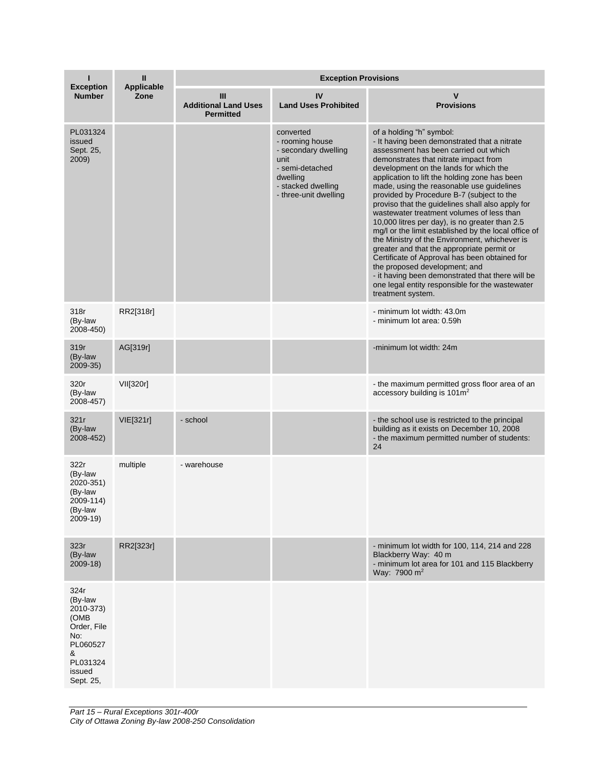| I<br>Exception Number | II<br>Applicable Zone | Exception Provisions | | |
|---|---|---|---|---|
| | | III<br>Additional Land Uses Permitted | IV<br>Land Uses Prohibited | V<br>Provisions |
| PL031324 issued Sept. 25, 2009) | | | converted<br>- rooming house<br>- secondary dwelling unit<br>- semi-detached dwelling<br>- stacked dwelling<br>- three-unit dwelling | of a holding "h" symbol:<br>- It having been demonstrated that a nitrate assessment has been carried out which demonstrates that nitrate impact from development on the lands for which the application to lift the holding zone has been made, using the reasonable use guidelines provided by Procedure B-7 (subject to the proviso that the guidelines shall also apply for wastewater treatment volumes of less than 10,000 litres per day), is no greater than 2.5 mg/l or the limit established by the local office of the Ministry of the Environment, whichever is greater and that the appropriate permit or Certificate of Approval has been obtained for the proposed development; and<br>- it having been demonstrated that there will be one legal entity responsible for the wastewater treatment system. |
| 318r (By-law 2008-450) | RR2[318r] | | | - minimum lot width: 43.0m<br>- minimum lot area: 0.59h |
| 319r (By-law 2009-35) | AG[319r] | | | -minimum lot width: 24m |
| 320r (By-law 2008-457) | VII[320r] | | | - the maximum permitted gross floor area of an accessory building is 101m² |
| 321r (By-law 2008-452) | VIE[321r] | - school | | - the school use is restricted to the principal building as it exists on December 10, 2008<br>- the maximum permitted number of students: 24 |
| 322r (By-law 2020-351) (By-law 2009-114) (By-law 2009-19) | multiple | - warehouse | | |
| 323r (By-law 2009-18) | RR2[323r] | | | - minimum lot width for 100, 114, 214 and 228 Blackberry Way: 40 m<br>- minimum lot area for 101 and 115 Blackberry Way: 7900 m² |
| 324r (By-law 2010-373) (OMB Order, File No: PL060527 & PL031324 issued Sept. 25, | | | | |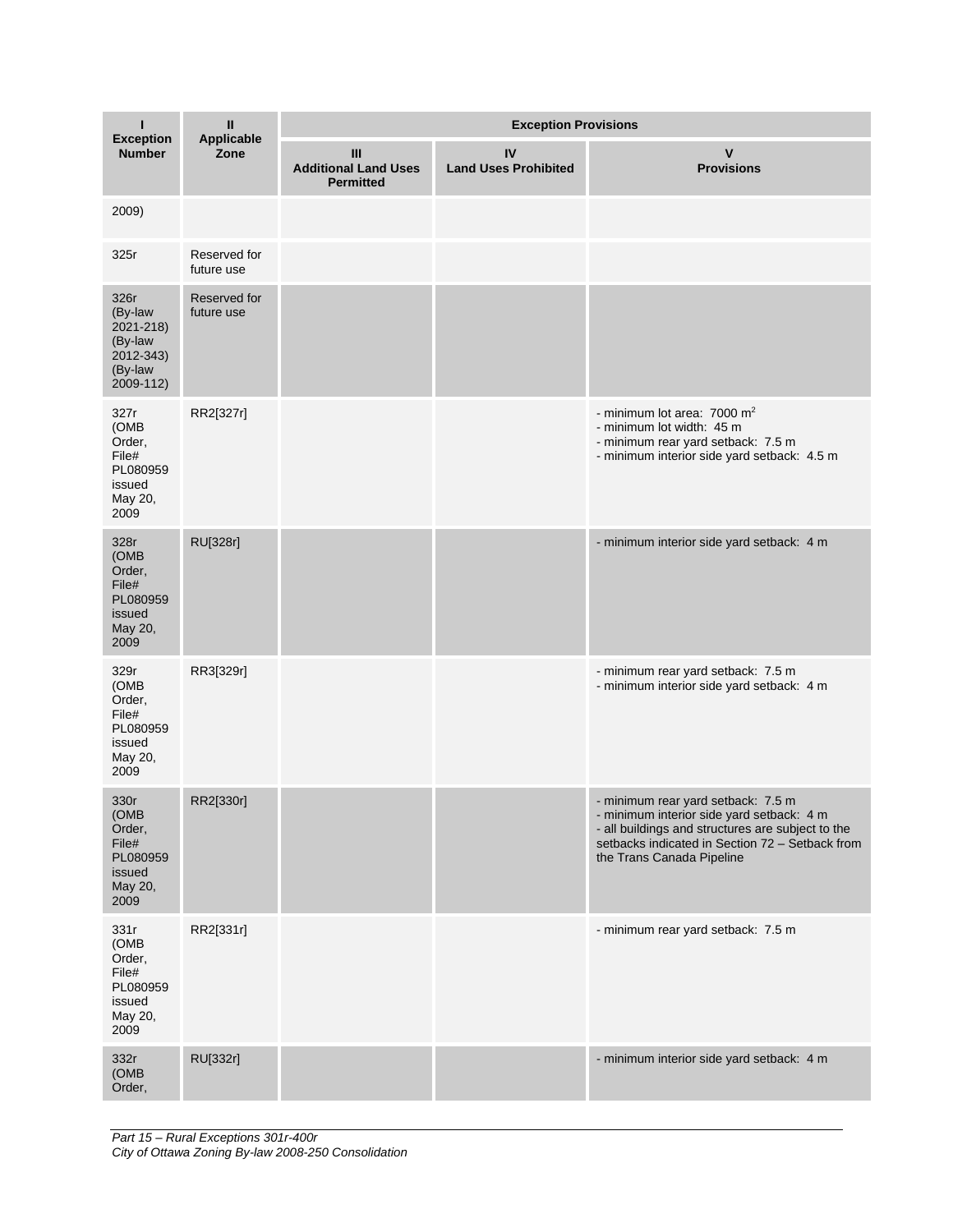| I<br>Exception Number | II<br>Applicable Zone | Exception Provisions | | |
|---|---|---|---|---|
| | | III<br>Additional Land Uses Permitted | IV<br>Land Uses Prohibited | V<br>Provisions |
| 2009) | | | | |
| 325r | Reserved for future use | | | |
| 326r (By-law 2021-218) (By-law 2012-343) (By-law 2009-112) | Reserved for future use | | | |
| 327r (OMB Order, File# PL080959 issued May 20, 2009 | RR2[327r] | | | - minimum lot area: 7000 m$^2$<br>- minimum lot width: 45 m<br>- minimum rear yard setback: 7.5 m<br>- minimum interior side yard setback: 4.5 m |
| 328r (OMB Order, File# PL080959 issued May 20, 2009 | RU[328r] | | | - minimum interior side yard setback: 4 m |
| 329r (OMB Order, File# PL080959 issued May 20, 2009 | RR3[329r] | | | - minimum rear yard setback: 7.5 m<br>- minimum interior side yard setback: 4 m |
| 330r (OMB Order, File# PL080959 issued May 20, 2009 | RR2[330r] | | | - minimum rear yard setback: 7.5 m<br>- minimum interior side yard setback: 4 m<br>- all buildings and structures are subject to the setbacks indicated in Section 72 – Setback from the Trans Canada Pipeline |
| 331r (OMB Order, File# PL080959 issued May 20, 2009 | RR2[331r] | | | - minimum rear yard setback: 7.5 m |
| 332r (OMB Order, | RU[332r] | | | - minimum interior side yard setback: 4 m |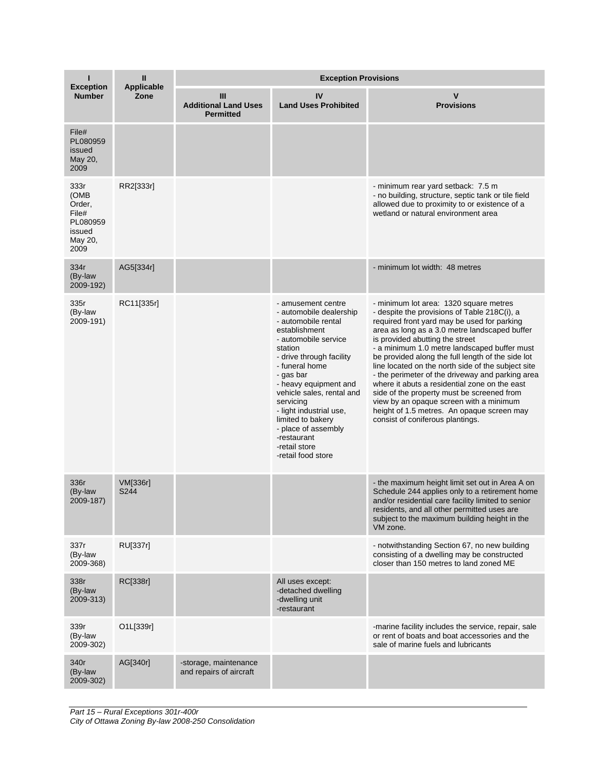| I<br>Exception Number | II<br>Applicable Zone | Exception Provisions | | |
|---|---|---|---|---|
| | | III<br>Additional Land Uses Permitted | IV<br>Land Uses Prohibited | V<br>Provisions |
| File# PL080959 issued May 20, 2009 | | | | |
| 333r (OMB Order, File# PL080959 issued May 20, 2009 | RR2[333r] | | | - minimum rear yard setback: 7.5 m<br>- no building, structure, septic tank or tile field allowed due to proximity to or existence of a wetland or natural environment area |
| 334r (By-law 2009-192) | AG5[334r] | | | - minimum lot width: 48 metres |
| 335r (By-law 2009-191) | RC11[335r] | | - amusement centre<br>- automobile dealership<br>- automobile rental establishment<br>- automobile service station<br>- drive through facility<br>- funeral home<br>- gas bar<br>- heavy equipment and vehicle sales, rental and servicing<br>- light industrial use, limited to bakery<br>- place of assembly<br>-restaurant<br>-retail store<br>-retail food store | - minimum lot area: 1320 square metres<br>- despite the provisions of Table 218C(i), a required front yard may be used for parking area as long as a 3.0 metre landscaped buffer is provided abutting the street<br>- a minimum 1.0 metre landscaped buffer must be provided along the full length of the side lot line located on the north side of the subject site<br>- the perimeter of the driveway and parking area where it abuts a residential zone on the east side of the property must be screened from view by an opaque screen with a minimum height of 1.5 metres. An opaque screen may consist of coniferous plantings. |
| 336r (By-law 2009-187) | VM[336r] S244 | | | - the maximum height limit set out in Area A on Schedule 244 applies only to a retirement home and/or residential care facility limited to senior residents, and all other permitted uses are subject to the maximum building height in the VM zone. |
| 337r (By-law 2009-368) | RU[337r] | | | - notwithstanding Section 67, no new building consisting of a dwelling may be constructed closer than 150 metres to land zoned ME |
| 338r (By-law 2009-313) | RC[338r] | | All uses except:<br>-detached dwelling<br>-dwelling unit<br>-restaurant | |
| 339r (By-law 2009-302) | O1L[339r] | | | -marine facility includes the service, repair, sale or rent of boats and boat accessories and the sale of marine fuels and lubricants |
| 340r (By-law 2009-302) | AG[340r] | -storage, maintenance and repairs of aircraft | | |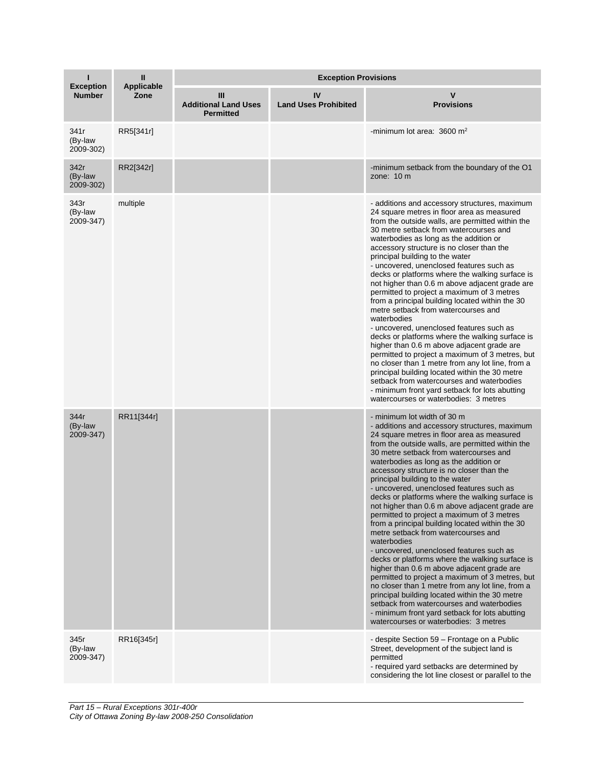| I<br>Exception Number | II<br>Applicable Zone | Exception Provisions | | |
|---|---|---|---|---|
| | | III<br>Additional Land Uses Permitted | IV<br>Land Uses Prohibited | V<br>Provisions |
| 341r<br>(By-law 2009-302) | RR5[341r] | | | -minimum lot area: 3600 m² |
| 342r<br>(By-law 2009-302) | RR2[342r] | | | -minimum setback from the boundary of the O1 zone: 10 m |
| 343r<br>(By-law 2009-347) | multiple | | | - additions and accessory structures, maximum 24 square metres in floor area as measured from the outside walls, are permitted within the 30 metre setback from watercourses and waterbodies as long as the addition or accessory structure is no closer than the principal building to the water<br>- uncovered, unenclosed features such as decks or platforms where the walking surface is not higher than 0.6 m above adjacent grade are permitted to project a maximum of 3 metres from a principal building located within the 30 metre setback from watercourses and waterbodies<br>- uncovered, unenclosed features such as decks or platforms where the walking surface is higher than 0.6 m above adjacent grade are permitted to project a maximum of 3 metres, but no closer than 1 metre from any lot line, from a principal building located within the 30 metre setback from watercourses and waterbodies<br>- minimum front yard setback for lots abutting watercourses or waterbodies: 3 metres |
| 344r<br>(By-law 2009-347) | RR11[344r] | | | - minimum lot width of 30 m<br>- additions and accessory structures, maximum 24 square metres in floor area as measured from the outside walls, are permitted within the 30 metre setback from watercourses and waterbodies as long as the addition or accessory structure is no closer than the principal building to the water<br>- uncovered, unenclosed features such as decks or platforms where the walking surface is not higher than 0.6 m above adjacent grade are permitted to project a maximum of 3 metres from a principal building located within the 30 metre setback from watercourses and waterbodies<br>- uncovered, unenclosed features such as decks or platforms where the walking surface is higher than 0.6 m above adjacent grade are permitted to project a maximum of 3 metres, but no closer than 1 metre from any lot line, from a principal building located within the 30 metre setback from watercourses and waterbodies<br>- minimum front yard setback for lots abutting watercourses or waterbodies: 3 metres |
| 345r<br>(By-law 2009-347) | RR16[345r] | | | - despite Section 59 – Frontage on a Public Street, development of the subject land is permitted<br>- required yard setbacks are determined by considering the lot line closest or parallel to the |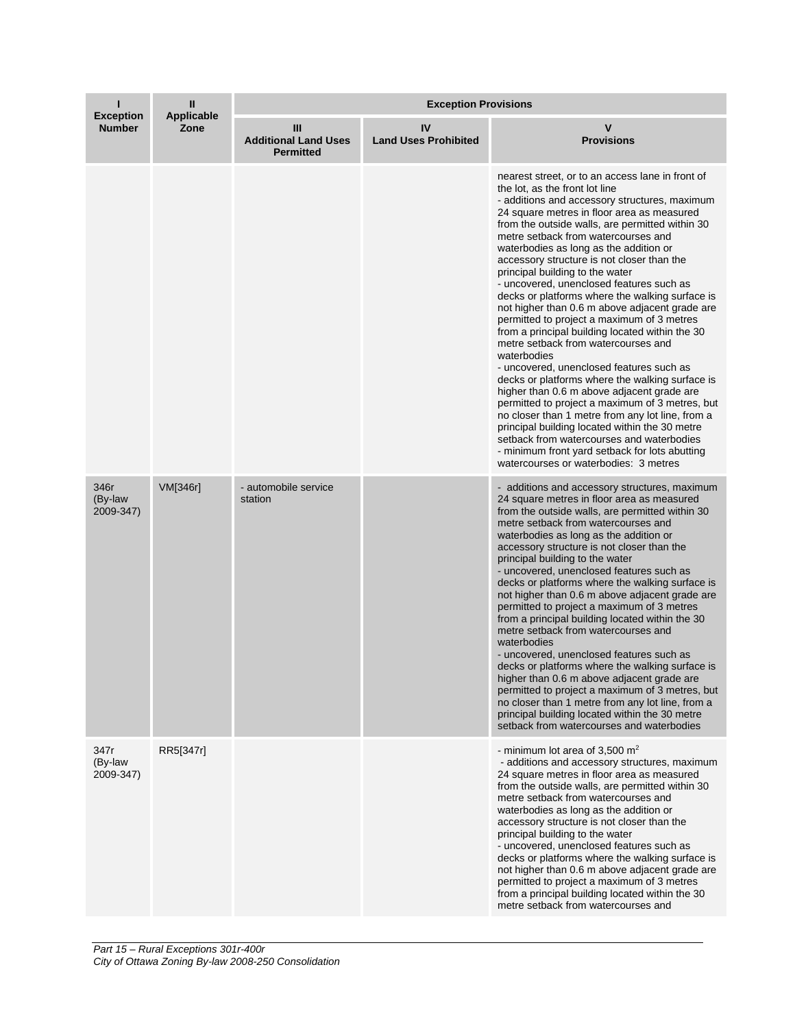| I<br>Exception Number | II<br>Applicable Zone | Exception Provisions | | |
|---|---|---|---|---|
| | | III<br>Additional Land Uses Permitted | IV<br>Land Uses Prohibited | V<br>Provisions |
| | | | | nearest street, or to an access lane in front of the lot, as the front lot line<br>- additions and accessory structures, maximum 24 square metres in floor area as measured from the outside walls, are permitted within 30 metre setback from watercourses and waterbodies as long as the addition or accessory structure is not closer than the principal building to the water<br>- uncovered, unenclosed features such as decks or platforms where the walking surface is not higher than 0.6 m above adjacent grade are permitted to project a maximum of 3 metres from a principal building located within the 30 metre setback from watercourses and waterbodies<br>- uncovered, unenclosed features such as decks or platforms where the walking surface is higher than 0.6 m above adjacent grade are permitted to project a maximum of 3 metres, but no closer than 1 metre from any lot line, from a principal building located within the 30 metre setback from watercourses and waterbodies<br>- minimum front yard setback for lots abutting watercourses or waterbodies: 3 metres |
| 346r (By-law 2009-347) | VM[346r] | - automobile service station | | - additions and accessory structures, maximum 24 square metres in floor area as measured from the outside walls, are permitted within 30 metre setback from watercourses and waterbodies as long as the addition or accessory structure is not closer than the principal building to the water<br>- uncovered, unenclosed features such as decks or platforms where the walking surface is not higher than 0.6 m above adjacent grade are permitted to project a maximum of 3 metres from a principal building located within the 30 metre setback from watercourses and waterbodies<br>- uncovered, unenclosed features such as decks or platforms where the walking surface is higher than 0.6 m above adjacent grade are permitted to project a maximum of 3 metres, but no closer than 1 metre from any lot line, from a principal building located within the 30 metre setback from watercourses and waterbodies |
| 347r (By-law 2009-347) | RR5[347r] | | | - minimum lot area of 3,500 $m^2$<br>- additions and accessory structures, maximum 24 square metres in floor area as measured from the outside walls, are permitted within 30 metre setback from watercourses and waterbodies as long as the addition or accessory structure is not closer than the principal building to the water<br>- uncovered, unenclosed features such as decks or platforms where the walking surface is not higher than 0.6 m above adjacent grade are permitted to project a maximum of 3 metres from a principal building located within the 30 metre setback from watercourses and |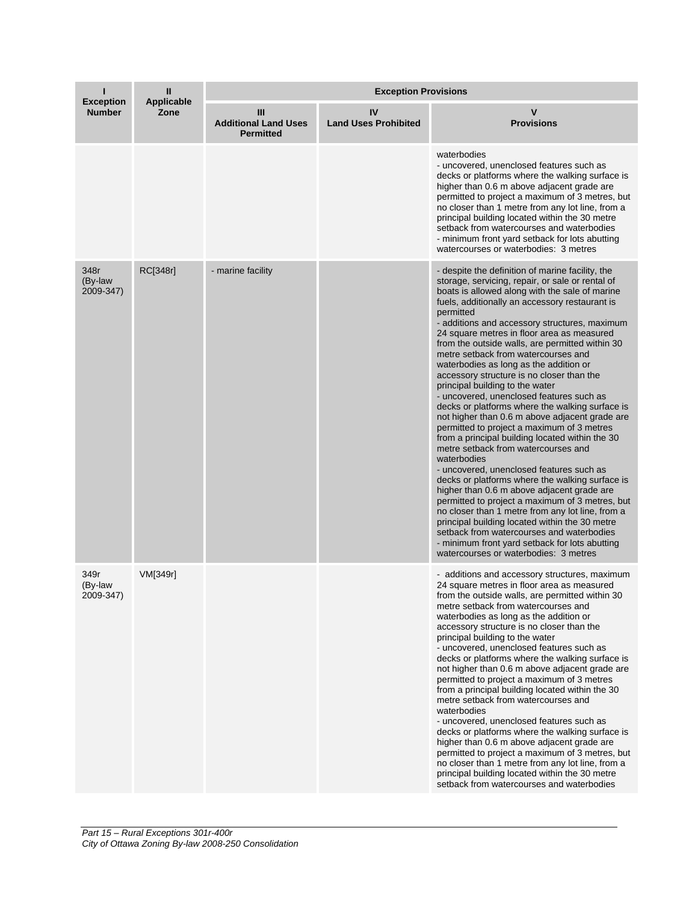| I<br>Exception Number | II<br>Applicable Zone | Exception Provisions | | |
|---|---|---|---|---|
| | | III<br>Additional Land Uses Permitted | IV<br>Land Uses Prohibited | V<br>Provisions |
| | | | | waterbodies<br>- uncovered, unenclosed features such as decks or platforms where the walking surface is higher than 0.6 m above adjacent grade are permitted to project a maximum of 3 metres, but no closer than 1 metre from any lot line, from a principal building located within the 30 metre setback from watercourses and waterbodies<br>- minimum front yard setback for lots abutting watercourses or waterbodies: 3 metres |
| 348r (By-law 2009-347) | RC[348r] | - marine facility | | - despite the definition of marine facility, the storage, servicing, repair, or sale or rental of boats is allowed along with the sale of marine fuels, additionally an accessory restaurant is permitted<br>- additions and accessory structures, maximum 24 square metres in floor area as measured from the outside walls, are permitted within 30 metre setback from watercourses and waterbodies as long as the addition or accessory structure is no closer than the principal building to the water<br>- uncovered, unenclosed features such as decks or platforms where the walking surface is not higher than 0.6 m above adjacent grade are permitted to project a maximum of 3 metres from a principal building located within the 30 metre setback from watercourses and waterbodies<br>- uncovered, unenclosed features such as decks or platforms where the walking surface is higher than 0.6 m above adjacent grade are permitted to project a maximum of 3 metres, but no closer than 1 metre from any lot line, from a principal building located within the 30 metre setback from watercourses and waterbodies<br>- minimum front yard setback for lots abutting watercourses or waterbodies: 3 metres |
| 349r (By-law 2009-347) | VM[349r] | | | - additions and accessory structures, maximum 24 square metres in floor area as measured from the outside walls, are permitted within 30 metre setback from watercourses and waterbodies as long as the addition or accessory structure is no closer than the principal building to the water<br>- uncovered, unenclosed features such as decks or platforms where the walking surface is not higher than 0.6 m above adjacent grade are permitted to project a maximum of 3 metres from a principal building located within the 30 metre setback from watercourses and waterbodies<br>- uncovered, unenclosed features such as decks or platforms where the walking surface is higher than 0.6 m above adjacent grade are permitted to project a maximum of 3 metres, but no closer than 1 metre from any lot line, from a principal building located within the 30 metre setback from watercourses and waterbodies |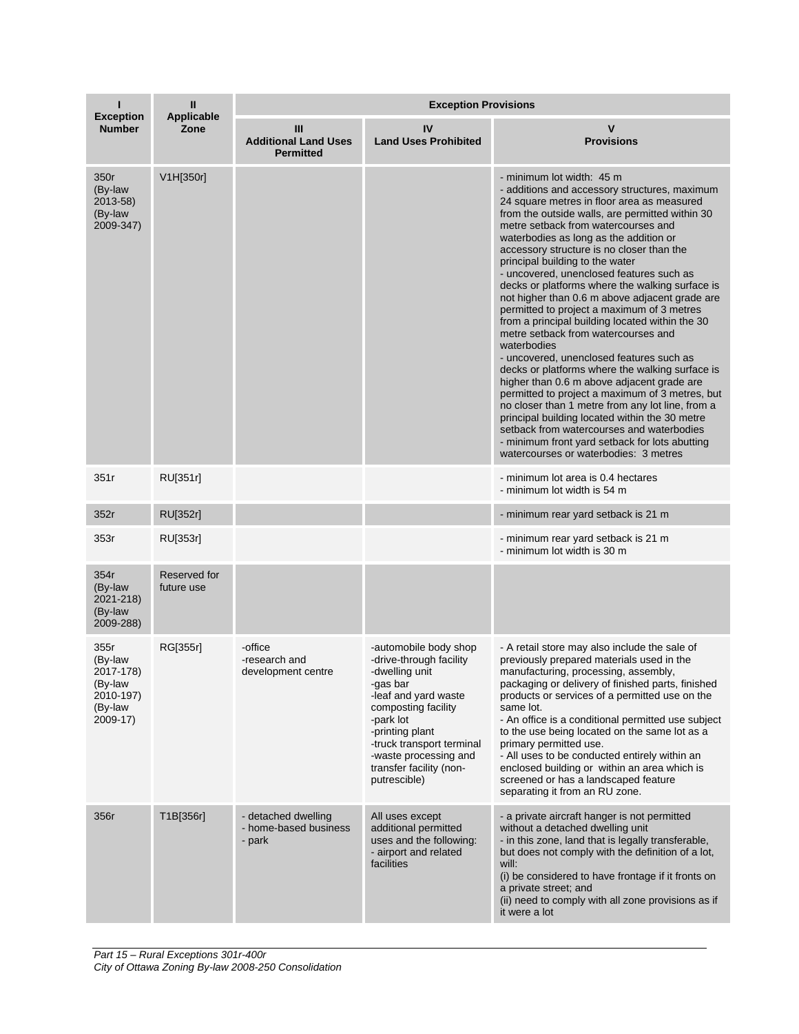| I<br>Exception Number | II<br>Applicable Zone | Exception Provisions | | |
|---|---|---|---|---|
| | | III<br>Additional Land Uses Permitted | IV<br>Land Uses Prohibited | V<br>Provisions |
| 350r (By-law 2013-58) (By-law 2009-347) | V1H[350r] | | | - minimum lot width: 45 m<br>- additions and accessory structures, maximum 24 square metres in floor area as measured from the outside walls, are permitted within 30 metre setback from watercourses and waterbodies as long as the addition or accessory structure is no closer than the principal building to the water<br>- uncovered, unenclosed features such as decks or platforms where the walking surface is not higher than 0.6 m above adjacent grade are permitted to project a maximum of 3 metres from a principal building located within the 30 metre setback from watercourses and waterbodies<br>- uncovered, unenclosed features such as decks or platforms where the walking surface is higher than 0.6 m above adjacent grade are permitted to project a maximum of 3 metres, but no closer than 1 metre from any lot line, from a principal building located within the 30 metre setback from watercourses and waterbodies<br>- minimum front yard setback for lots abutting watercourses or waterbodies: 3 metres |
| 351r | RU[351r] | | | - minimum lot area is 0.4 hectares<br>- minimum lot width is 54 m |
| 352r | RU[352r] | | | - minimum rear yard setback is 21 m |
| 353r | RU[353r] | | | - minimum rear yard setback is 21 m<br>- minimum lot width is 30 m |
| 354r (By-law 2021-218) (By-law 2009-288) | Reserved for future use | | | |
| 355r (By-law 2017-178) (By-law 2010-197) (By-law 2009-17) | RG[355r] | -office<br>-research and development centre | -automobile body shop<br>-drive-through facility<br>-dwelling unit<br>-gas bar<br>-leaf and yard waste composting facility<br>-park lot<br>-printing plant<br>-truck transport terminal<br>-waste processing and transfer facility (non-putrescible) | - A retail store may also include the sale of previously prepared materials used in the manufacturing, processing, assembly, packaging or delivery of finished parts, finished products or services of a permitted use on the same lot.<br>- An office is a conditional permitted use subject to the use being located on the same lot as a primary permitted use.<br>- All uses to be conducted entirely within an enclosed building or within an area which is screened or has a landscaped feature separating it from an RU zone. |
| 356r | T1B[356r] | - detached dwelling<br>- home-based business<br>- park | All uses except additional permitted uses and the following:<br>- airport and related facilities | - a private aircraft hanger is not permitted without a detached dwelling unit<br>- in this zone, land that is legally transferable, but does not comply with the definition of a lot, will:<br>(i) be considered to have frontage if it fronts on a private street; and<br>(ii) need to comply with all zone provisions as if it were a lot |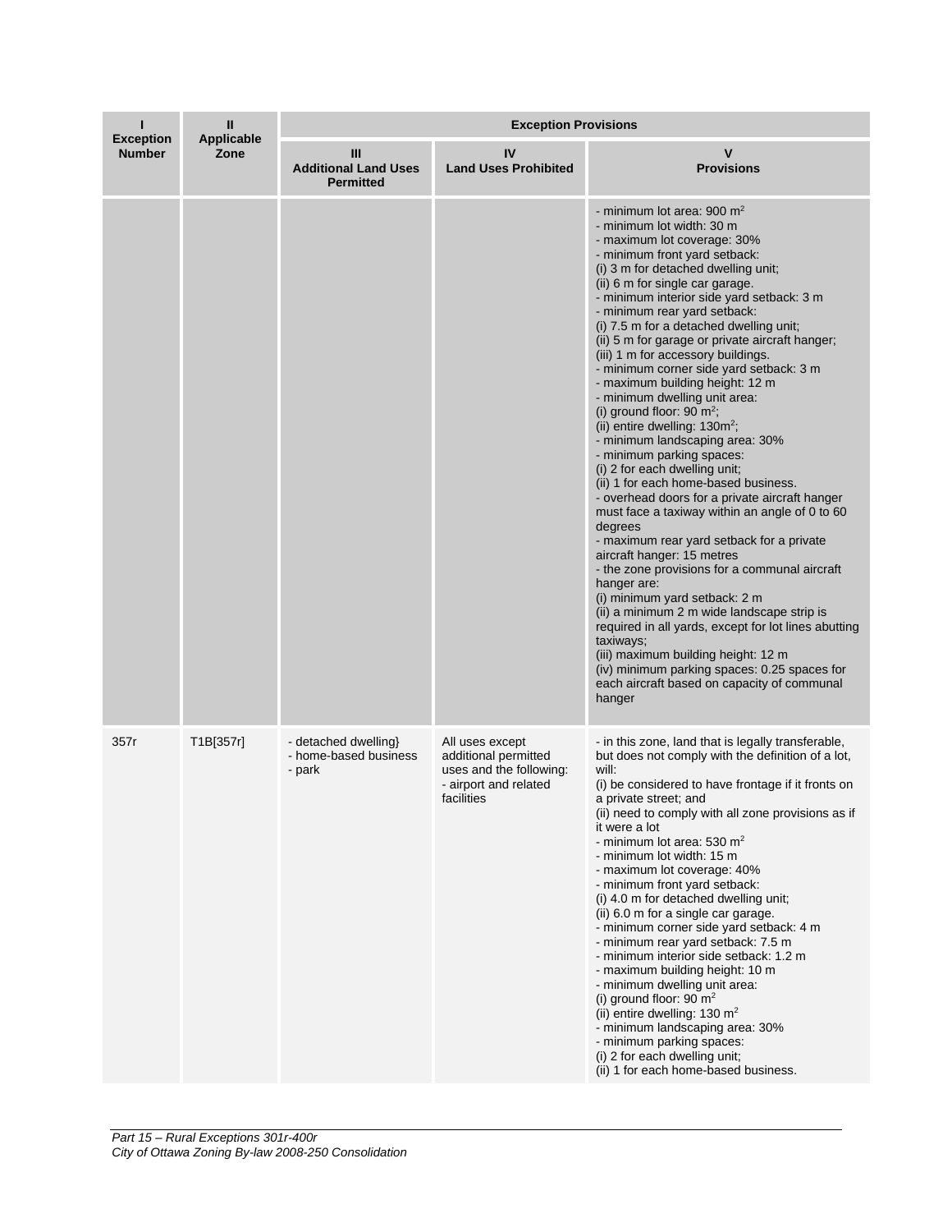| I<br>Exception Number | II<br>Applicable Zone | Exception Provisions | | |
|---|---|---|---|---|
| | | III<br>Additional Land Uses Permitted | IV<br>Land Uses Prohibited | V<br>Provisions |
| | | | | - minimum lot area: 900 $m^2$<br>- minimum lot width: 30 m<br>- maximum lot coverage: 30%<br>- minimum front yard setback:<br>(i) 3 m for detached dwelling unit;<br>(ii) 6 m for single car garage.<br>- minimum interior side yard setback: 3 m<br>- minimum rear yard setback:<br>(i) 7.5 m for a detached dwelling unit;<br>(ii) 5 m for garage or private aircraft hanger;<br>(iii) 1 m for accessory buildings.<br>- minimum corner side yard setback: 3 m<br>- maximum building height: 12 m<br>- minimum dwelling unit area:<br>(i) ground floor: 90 $m^2$;<br>(ii) entire dwelling: 130$m^2$;<br>- minimum landscaping area: 30%<br>- minimum parking spaces:<br>(i) 2 for each dwelling unit;<br>(ii) 1 for each home-based business.<br>- overhead doors for a private aircraft hanger must face a taxiway within an angle of 0 to 60 degrees<br>- maximum rear yard setback for a private aircraft hanger: 15 metres<br>- the zone provisions for a communal aircraft hanger are:<br>(i) minimum yard setback: 2 m<br>(ii) a minimum 2 m wide landscape strip is required in all yards, except for lot lines abutting taxiways;<br>(iii) maximum building height: 12 m<br>(iv) minimum parking spaces: 0.25 spaces for each aircraft based on capacity of communal hanger |
| 357r | T1B[357r] | - detached dwelling}<br>- home-based business<br>- park | All uses except additional permitted uses and the following:<br>- airport and related facilities | - in this zone, land that is legally transferable, but does not comply with the definition of a lot, will:<br>(i) be considered to have frontage if it fronts on a private street; and<br>(ii) need to comply with all zone provisions as if it were a lot<br>- minimum lot area: 530 $m^2$<br>- minimum lot width: 15 m<br>- maximum lot coverage: 40%<br>- minimum front yard setback:<br>(i) 4.0 m for detached dwelling unit;<br>(ii) 6.0 m for a single car garage.<br>- minimum corner side yard setback: 4 m<br>- minimum rear yard setback: 7.5 m<br>- minimum interior side setback: 1.2 m<br>- maximum building height: 10 m<br>- minimum dwelling unit area:<br>(i) ground floor: 90 $m^2$<br>(ii) entire dwelling: 130 $m^2$<br>- minimum landscaping area: 30%<br>- minimum parking spaces:<br>(i) 2 for each dwelling unit;<br>(ii) 1 for each home-based business. |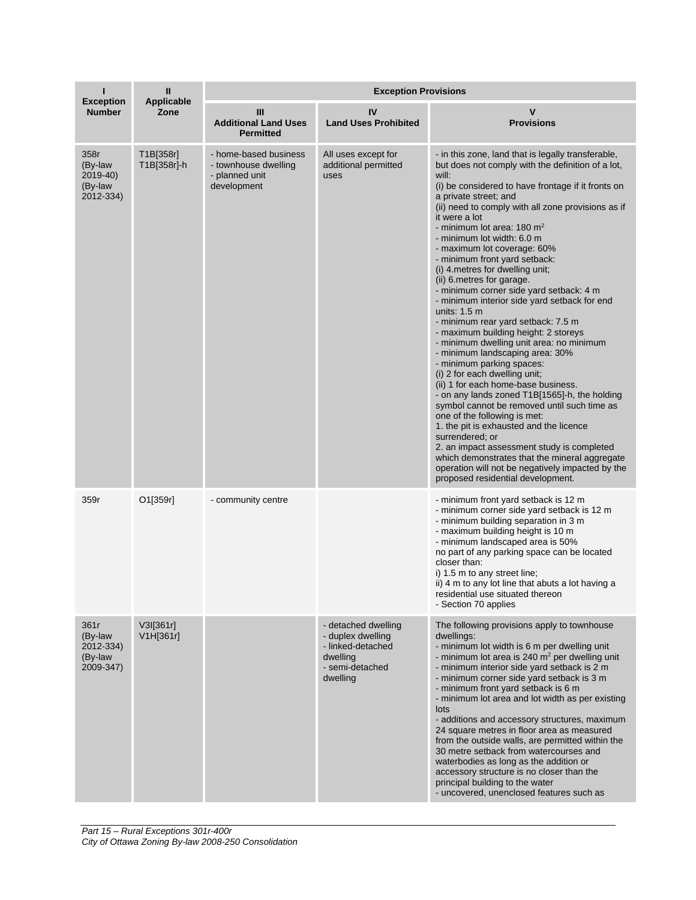| I<br>Exception Number | II<br>Applicable Zone | Exception Provisions | | |
|---|---|---|---|---|
| | | III<br>Additional Land Uses Permitted | IV<br>Land Uses Prohibited | V<br>Provisions |
| 358r<br>(By-law 2019-40)<br>(By-law 2012-334) | T1B[358r]<br>T1B[358r]-h | - home-based business<br>- townhouse dwelling<br>- planned unit development | All uses except for additional permitted uses | - in this zone, land that is legally transferable, but does not comply with the definition of a lot, will:<br>(i) be considered to have frontage if it fronts on a private street; and<br>(ii) need to comply with all zone provisions as if it were a lot<br>- minimum lot area: 180 m²<br>- minimum lot width: 6.0 m<br>- maximum lot coverage: 60%<br>- minimum front yard setback:<br>(i) 4.metres for dwelling unit;<br>(ii) 6.metres for garage.<br>- minimum corner side yard setback: 4 m<br>- minimum interior side yard setback for end units: 1.5 m<br>- minimum rear yard setback: 7.5 m<br>- maximum building height: 2 storeys<br>- minimum dwelling unit area: no minimum<br>- minimum landscaping area: 30%<br>- minimum parking spaces:<br>(i) 2 for each dwelling unit;<br>(ii) 1 for each home-base business.<br>- on any lands zoned T1B[1565]-h, the holding symbol cannot be removed until such time as one of the following is met:<br>1. the pit is exhausted and the licence surrendered; or<br>2. an impact assessment study is completed which demonstrates that the mineral aggregate operation will not be negatively impacted by the proposed residential development. |
| 359r | O1[359r] | - community centre | | - minimum front yard setback is 12 m<br>- minimum corner side yard setback is 12 m<br>- minimum building separation in 3 m<br>- maximum building height is 10 m<br>- minimum landscaped area is 50%<br>no part of any parking space can be located closer than:<br>i) 1.5 m to any street line;<br>ii) 4 m to any lot line that abuts a lot having a residential use situated thereon<br>- Section 70 applies |
| 361r<br>(By-law 2012-334)<br>(By-law 2009-347) | V3I[361r]<br>V1H[361r] | | - detached dwelling<br>- duplex dwelling<br>- linked-detached dwelling<br>- semi-detached dwelling | The following provisions apply to townhouse dwellings:<br>- minimum lot width is 6 m per dwelling unit<br>- minimum lot area is 240 m² per dwelling unit<br>- minimum interior side yard setback is 2 m<br>- minimum corner side yard setback is 3 m<br>- minimum front yard setback is 6 m<br>- minimum lot area and lot width as per existing lots<br>- additions and accessory structures, maximum 24 square metres in floor area as measured from the outside walls, are permitted within the 30 metre setback from watercourses and waterbodies as long as the addition or accessory structure is no closer than the principal building to the water<br>- uncovered, unenclosed features such as |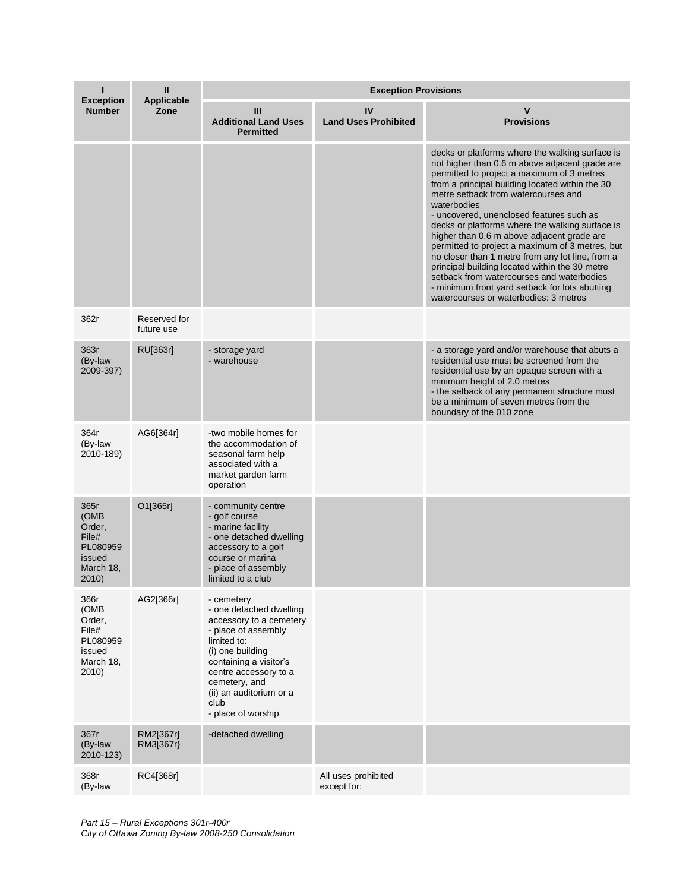| I<br>Exception Number | II<br>Applicable Zone | Exception Provisions | | |
|---|---|---|---|---|
| | | III<br>Additional Land Uses Permitted | IV<br>Land Uses Prohibited | V<br>Provisions |
| | | | | decks or platforms where the walking surface is not higher than 0.6 m above adjacent grade are permitted to project a maximum of 3 metres from a principal building located within the 30 metre setback from watercourses and waterbodies<br>- uncovered, unenclosed features such as decks or platforms where the walking surface is higher than 0.6 m above adjacent grade are permitted to project a maximum of 3 metres, but no closer than 1 metre from any lot line, from a principal building located within the 30 metre setback from watercourses and waterbodies<br>- minimum front yard setback for lots abutting watercourses or waterbodies: 3 metres |
| 362r | Reserved for future use | | | |
| 363r (By-law 2009-397) | RU[363r] | - storage yard<br>- warehouse | | - a storage yard and/or warehouse that abuts a residential use must be screened from the residential use by an opaque screen with a minimum height of 2.0 metres<br>- the setback of any permanent structure must be a minimum of seven metres from the boundary of the 010 zone |
| 364r (By-law 2010-189) | AG6[364r] | -two mobile homes for the accommodation of seasonal farm help associated with a market garden farm operation | | |
| 365r (OMB Order, File# PL080959 issued March 18, 2010) | O1[365r] | - community centre<br>- golf course<br>- marine facility<br>- one detached dwelling accessory to a golf course or marina<br>- place of assembly limited to a club | | |
| 366r (OMB Order, File# PL080959 issued March 18, 2010) | AG2[366r] | - cemetery<br>- one detached dwelling accessory to a cemetery<br>- place of assembly limited to:<br>(i) one building containing a visitor's centre accessory to a cemetery, and<br>(ii) an auditorium or a club<br>- place of worship | | |
| 367r (By-law 2010-123) | RM2[367r]<br>RM3[367r} | -detached dwelling | | |
| 368r (By-law | RC4[368r] | | All uses prohibited except for: | |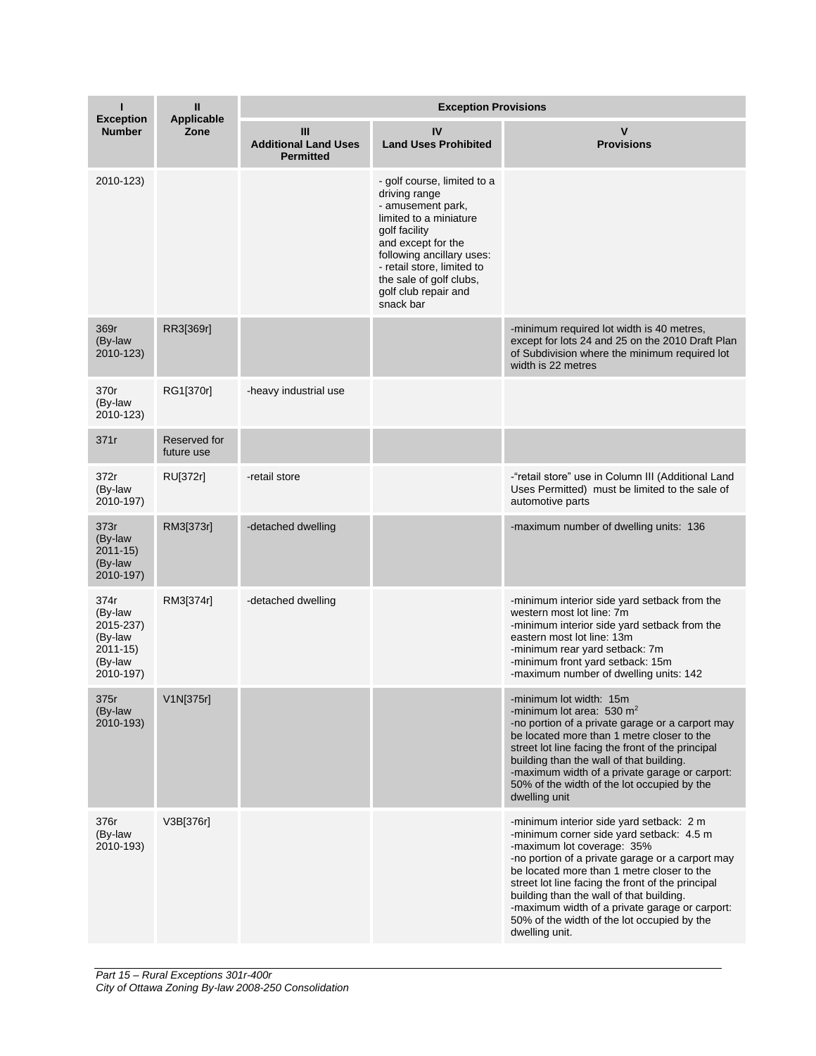| I<br>Exception Number | II<br>Applicable Zone | Exception Provisions | | |
|---|---|---|---|---|
| | | III<br>Additional Land Uses Permitted | IV<br>Land Uses Prohibited | V<br>Provisions |
| 2010-123) | | | - golf course, limited to a driving range<br>- amusement park, limited to a miniature golf facility<br>and except for the following ancillary uses:<br>- retail store, limited to the sale of golf clubs, golf club repair and snack bar | |
| 369r<br>(By-law 2010-123) | RR3[369r] | | | -minimum required lot width is 40 metres, except for lots 24 and 25 on the 2010 Draft Plan of Subdivision where the minimum required lot width is 22 metres |
| 370r<br>(By-law 2010-123) | RG1[370r] | -heavy industrial use | | |
| 371r | Reserved for future use | | | |
| 372r<br>(By-law 2010-197) | RU[372r] | -retail store | | -"retail store" use in Column III (Additional Land Uses Permitted) must be limited to the sale of automotive parts |
| 373r<br>(By-law 2011-15)<br>(By-law 2010-197) | RM3[373r] | -detached dwelling | | -maximum number of dwelling units: 136 |
| 374r<br>(By-law 2015-237)<br>(By-law 2011-15)<br>(By-law 2010-197) | RM3[374r] | -detached dwelling | | -minimum interior side yard setback from the western most lot line: 7m<br>-minimum interior side yard setback from the eastern most lot line: 13m<br>-minimum rear yard setback: 7m<br>-minimum front yard setback: 15m<br>-maximum number of dwelling units: 142 |
| 375r<br>(By-law 2010-193) | V1N[375r] | | | -minimum lot width: 15m<br>-minimum lot area: 530 m$^2$<br>-no portion of a private garage or a carport may be located more than 1 metre closer to the street lot line facing the front of the principal building than the wall of that building.<br>-maximum width of a private garage or carport: 50% of the width of the lot occupied by the dwelling unit |
| 376r<br>(By-law 2010-193) | V3B[376r] | | | -minimum interior side yard setback: 2 m<br>-minimum corner side yard setback: 4.5 m<br>-maximum lot coverage: 35%<br>-no portion of a private garage or a carport may be located more than 1 metre closer to the street lot line facing the front of the principal building than the wall of that building.<br>-maximum width of a private garage or carport: 50% of the width of the lot occupied by the dwelling unit. |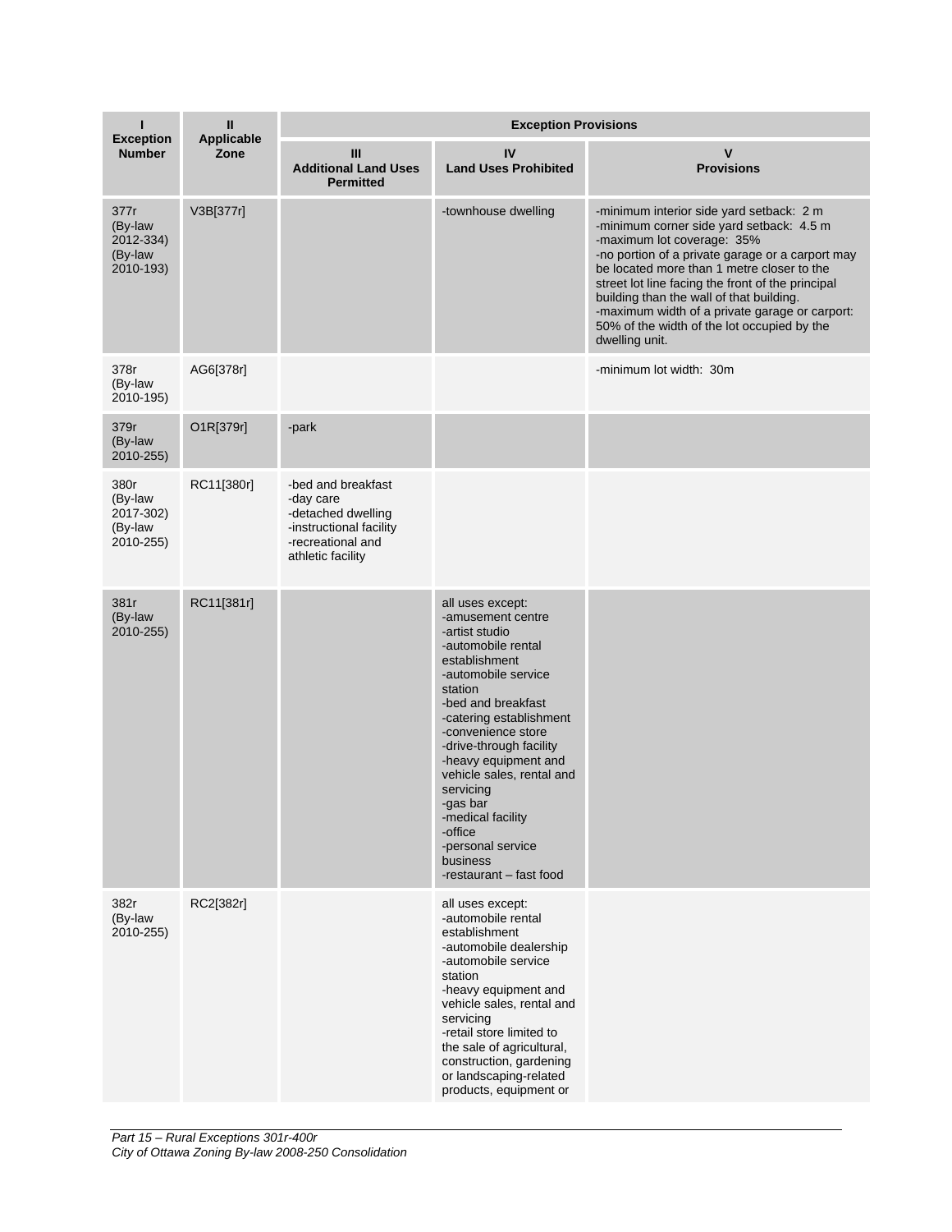| I<br>Exception Number | II<br>Applicable Zone | Exception Provisions | | |
|---|---|---|---|---|
| | | III<br>Additional Land Uses Permitted | IV<br>Land Uses Prohibited | V<br>Provisions |
| 377r<br>(By-law 2012-334)<br>(By-law 2010-193) | V3B[377r] | | -townhouse dwelling | -minimum interior side yard setback: 2 m<br>-minimum corner side yard setback: 4.5 m<br>-maximum lot coverage: 35%<br>-no portion of a private garage or a carport may be located more than 1 metre closer to the street lot line facing the front of the principal building than the wall of that building.<br>-maximum width of a private garage or carport: 50% of the width of the lot occupied by the dwelling unit. |
| 378r<br>(By-law 2010-195) | AG6[378r] | | | -minimum lot width: 30m |
| 379r<br>(By-law 2010-255) | O1R[379r] | -park | | |
| 380r<br>(By-law 2017-302)<br>(By-law 2010-255) | RC11[380r] | -bed and breakfast<br>-day care<br>-detached dwelling<br>-instructional facility<br>-recreational and athletic facility | | |
| 381r<br>(By-law 2010-255) | RC11[381r] | | all uses except:<br>-amusement centre<br>-artist studio<br>-automobile rental establishment<br>-automobile service station<br>-bed and breakfast<br>-catering establishment<br>-convenience store<br>-drive-through facility<br>-heavy equipment and vehicle sales, rental and servicing<br>-gas bar<br>-medical facility<br>-office<br>-personal service business<br>-restaurant – fast food | |
| 382r<br>(By-law 2010-255) | RC2[382r] | | all uses except:<br>-automobile rental establishment<br>-automobile dealership<br>-automobile service station<br>-heavy equipment and vehicle sales, rental and servicing<br>-retail store limited to the sale of agricultural, construction, gardening or landscaping-related products, equipment or | |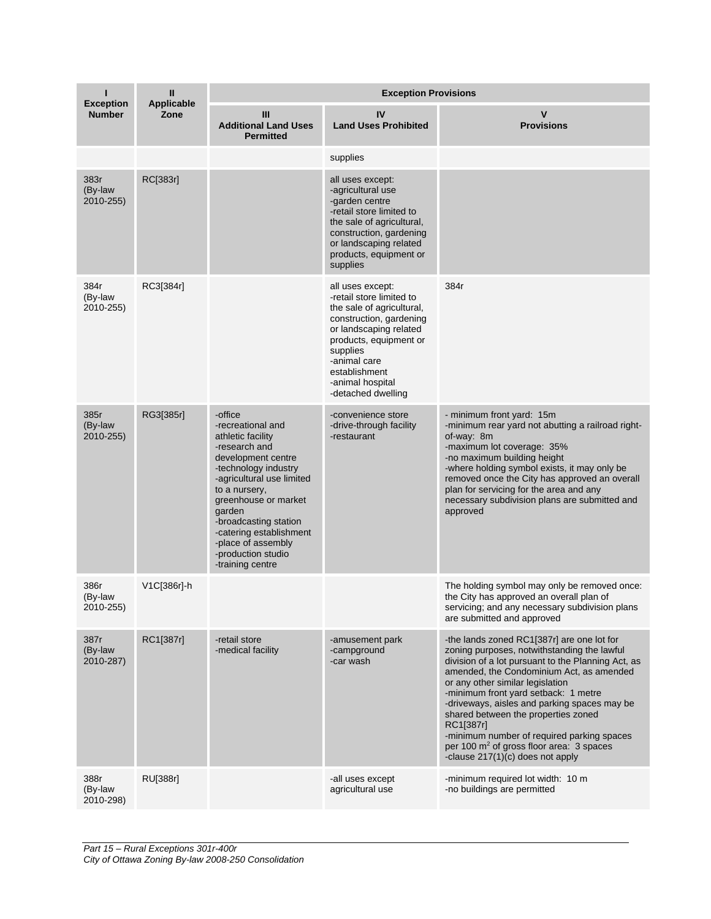| I<br>Exception Number | II<br>Applicable Zone | Exception Provisions | | |
|---|---|---|---|---|
| | | III<br>Additional Land Uses Permitted | IV<br>Land Uses Prohibited | V<br>Provisions |
| | | | supplies | |
| 383r<br>(By-law 2010-255) | RC[383r] | | all uses except:<br>-agricultural use<br>-garden centre<br>-retail store limited to the sale of agricultural, construction, gardening or landscaping related products, equipment or supplies | |
| 384r<br>(By-law 2010-255) | RC3[384r] | | all uses except:<br>-retail store limited to the sale of agricultural, construction, gardening or landscaping related products, equipment or supplies<br>-animal care establishment<br>-animal hospital<br>-detached dwelling | 384r |
| 385r<br>(By-law 2010-255) | RG3[385r] | -office<br>-recreational and athletic facility<br>-research and development centre<br>-technology industry<br>-agricultural use limited to a nursery, greenhouse or market garden<br>-broadcasting station<br>-catering establishment<br>-place of assembly<br>-production studio<br>-training centre | -convenience store<br>-drive-through facility<br>-restaurant | - minimum front yard: 15m<br>-minimum rear yard not abutting a railroad right-of-way: 8m<br>-maximum lot coverage: 35%<br>-no maximum building height<br>-where holding symbol exists, it may only be removed once the City has approved an overall plan for servicing for the area and any necessary subdivision plans are submitted and approved |
| 386r<br>(By-law 2010-255) | V1C[386r]-h | | | The holding symbol may only be removed once: the City has approved an overall plan of servicing; and any necessary subdivision plans are submitted and approved |
| 387r<br>(By-law 2010-287) | RC1[387r] | -retail store<br>-medical facility | -amusement park<br>-campground<br>-car wash | -the lands zoned RC1[387r] are one lot for zoning purposes, notwithstanding the lawful division of a lot pursuant to the Planning Act, as amended, the Condominium Act, as amended or any other similar legislation<br>-minimum front yard setback: 1 metre<br>-driveways, aisles and parking spaces may be shared between the properties zoned RC1[387r]<br>-minimum number of required parking spaces per 100 $m^2$ of gross floor area: 3 spaces<br>-clause 217(1)(c) does not apply |
| 388r<br>(By-law 2010-298) | RU[388r] | | -all uses except agricultural use | -minimum required lot width: 10 m<br>-no buildings are permitted |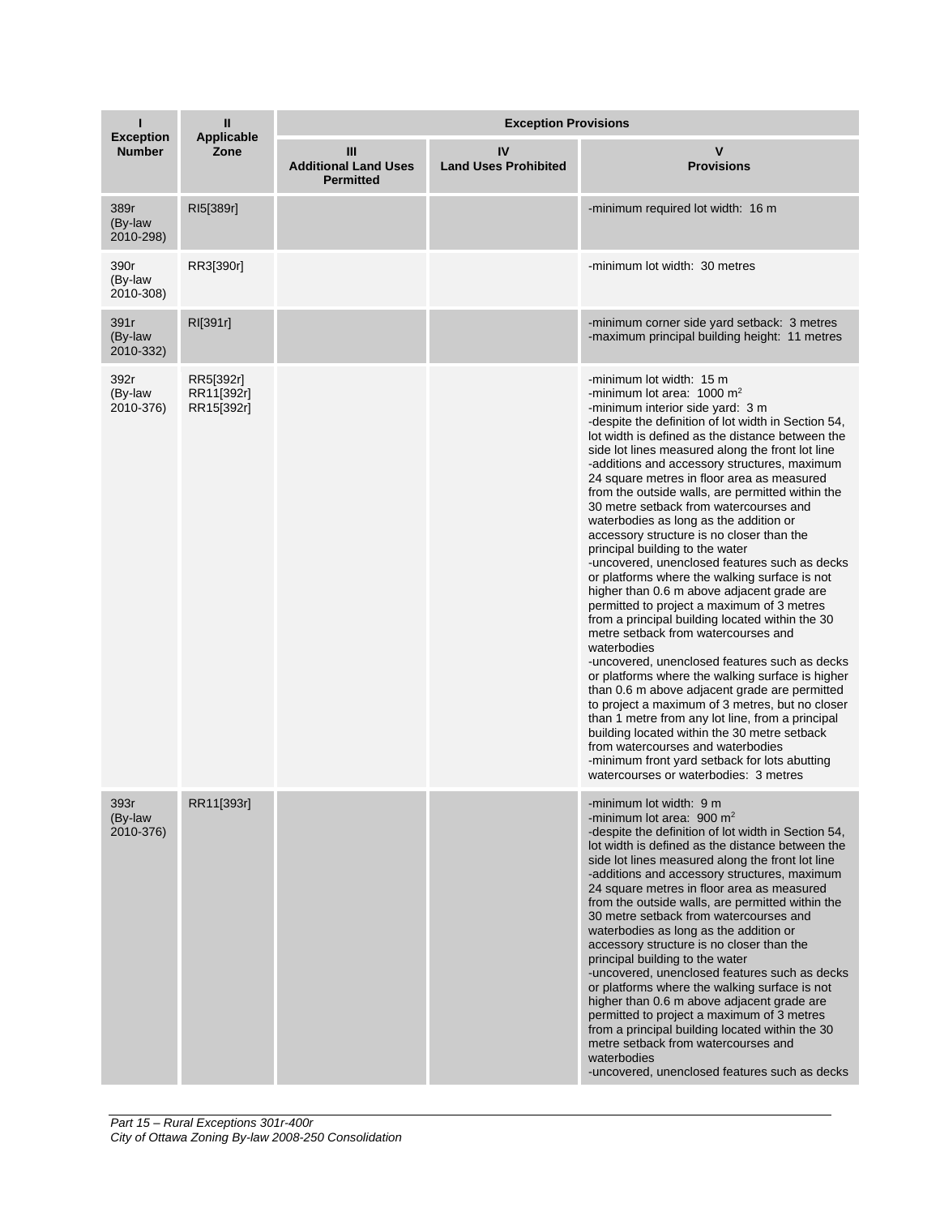| I<br>Exception Number | II<br>Applicable Zone | Exception Provisions | | |
|---|---|---|---|---|
| | | III<br>Additional Land Uses Permitted | IV<br>Land Uses Prohibited | V<br>Provisions |
| 389r (By-law 2010-298) | RI5[389r] | | | -minimum required lot width: 16 m |
| 390r (By-law 2010-308) | RR3[390r] | | | -minimum lot width: 30 metres |
| 391r (By-law 2010-332) | RI[391r] | | | -minimum corner side yard setback: 3 metres<br>-maximum principal building height: 11 metres |
| 392r (By-law 2010-376) | RR5[392r]<br>RR11[392r]<br>RR15[392r] | | | -minimum lot width: 15 m<br>-minimum lot area: 1000 $m^2$<br>-minimum interior side yard: 3 m<br>-despite the definition of lot width in Section 54, lot width is defined as the distance between the side lot lines measured along the front lot line<br>-additions and accessory structures, maximum 24 square metres in floor area as measured from the outside walls, are permitted within the 30 metre setback from watercourses and waterbodies as long as the addition or accessory structure is no closer than the principal building to the water<br>-uncovered, unenclosed features such as decks or platforms where the walking surface is not higher than 0.6 m above adjacent grade are permitted to project a maximum of 3 metres from a principal building located within the 30 metre setback from watercourses and waterbodies<br>-uncovered, unenclosed features such as decks or platforms where the walking surface is higher than 0.6 m above adjacent grade are permitted to project a maximum of 3 metres, but no closer than 1 metre from any lot line, from a principal building located within the 30 metre setback from watercourses and waterbodies<br>-minimum front yard setback for lots abutting watercourses or waterbodies: 3 metres |
| 393r (By-law 2010-376) | RR11[393r] | | | -minimum lot width: 9 m<br>-minimum lot area: 900 $m^2$<br>-despite the definition of lot width in Section 54, lot width is defined as the distance between the side lot lines measured along the front lot line<br>-additions and accessory structures, maximum 24 square metres in floor area as measured from the outside walls, are permitted within the 30 metre setback from watercourses and waterbodies as long as the addition or accessory structure is no closer than the principal building to the water<br>-uncovered, unenclosed features such as decks or platforms where the walking surface is not higher than 0.6 m above adjacent grade are permitted to project a maximum of 3 metres from a principal building located within the 30 metre setback from watercourses and waterbodies<br>-uncovered, unenclosed features such as decks |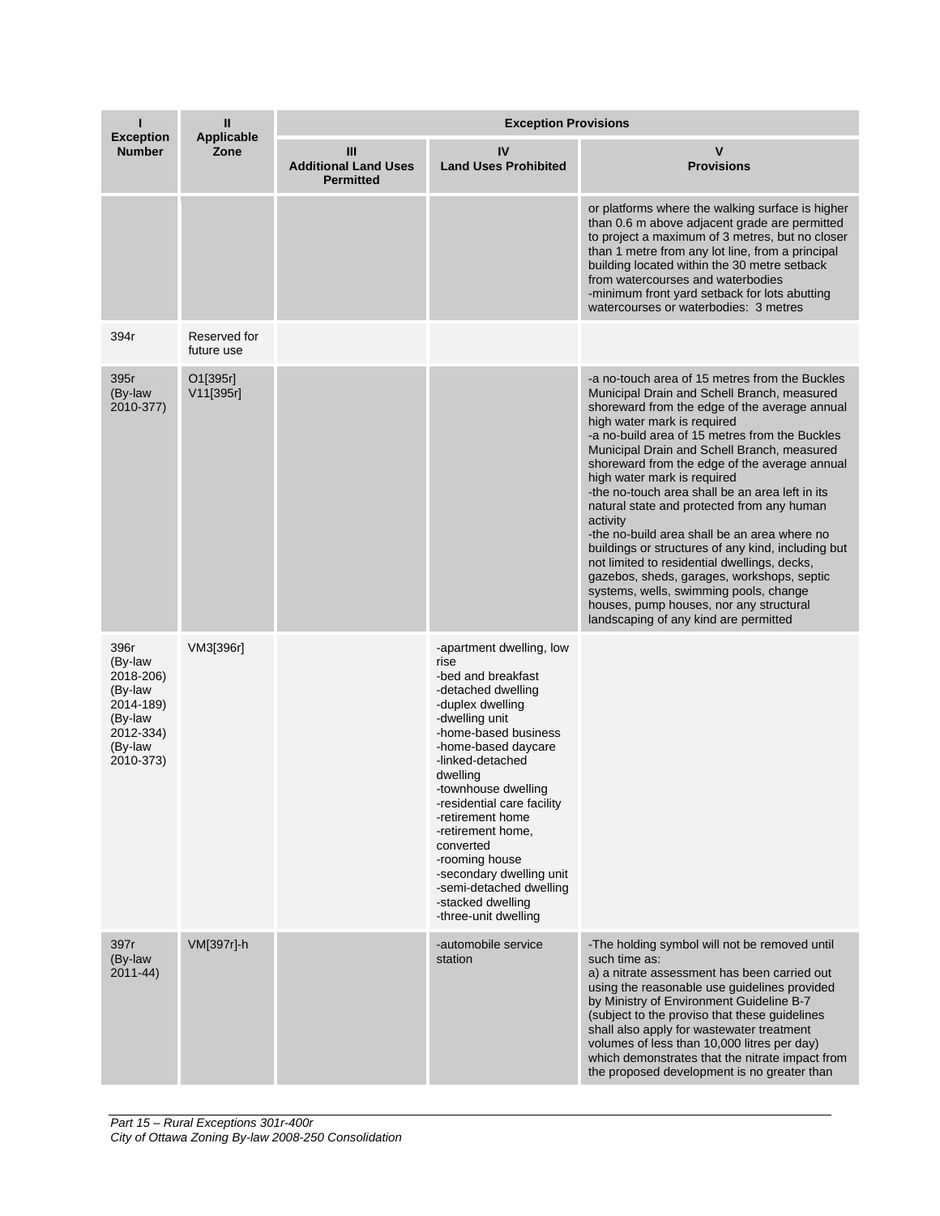| I<br>Exception Number | II<br>Applicable Zone | Exception Provisions | | |
|---|---|---|---|---|
| | | III<br>Additional Land Uses Permitted | IV<br>Land Uses Prohibited | V<br>Provisions |
| | | | | or platforms where the walking surface is higher than 0.6 m above adjacent grade are permitted to project a maximum of 3 metres, but no closer than 1 metre from any lot line, from a principal building located within the 30 metre setback from watercourses and waterbodies<br>-minimum front yard setback for lots abutting watercourses or waterbodies: 3 metres |
| 394r | Reserved for future use | | | |
| 395r<br>(By-law 2010-377) | O1[395r]<br>V11[395r] | | | -a no-touch area of 15 metres from the Buckles Municipal Drain and Schell Branch, measured shoreward from the edge of the average annual high water mark is required<br>-a no-build area of 15 metres from the Buckles Municipal Drain and Schell Branch, measured shoreward from the edge of the average annual high water mark is required<br>-the no-touch area shall be an area left in its natural state and protected from any human activity<br>-the no-build area shall be an area where no buildings or structures of any kind, including but not limited to residential dwellings, decks, gazebos, sheds, garages, workshops, septic systems, wells, swimming pools, change houses, pump houses, nor any structural landscaping of any kind are permitted |
| 396r<br>(By-law 2018-206)<br>(By-law 2014-189)<br>(By-law 2012-334)<br>(By-law 2010-373) | VM3[396r] | | -apartment dwelling, low rise<br>-bed and breakfast<br>-detached dwelling<br>-duplex dwelling<br>-dwelling unit<br>-home-based business<br>-home-based daycare<br>-linked-detached dwelling<br>-townhouse dwelling<br>-residential care facility<br>-retirement home<br>-retirement home, converted<br>-rooming house<br>-secondary dwelling unit<br>-semi-detached dwelling<br>-stacked dwelling<br>-three-unit dwelling | |
| 397r<br>(By-law 2011-44) | VM[397r]-h | | -automobile service station | -The holding symbol will not be removed until such time as:<br>a) a nitrate assessment has been carried out using the reasonable use guidelines provided by Ministry of Environment Guideline B-7 (subject to the proviso that these guidelines shall also apply for wastewater treatment volumes of less than 10,000 litres per day) which demonstrates that the nitrate impact from the proposed development is no greater than |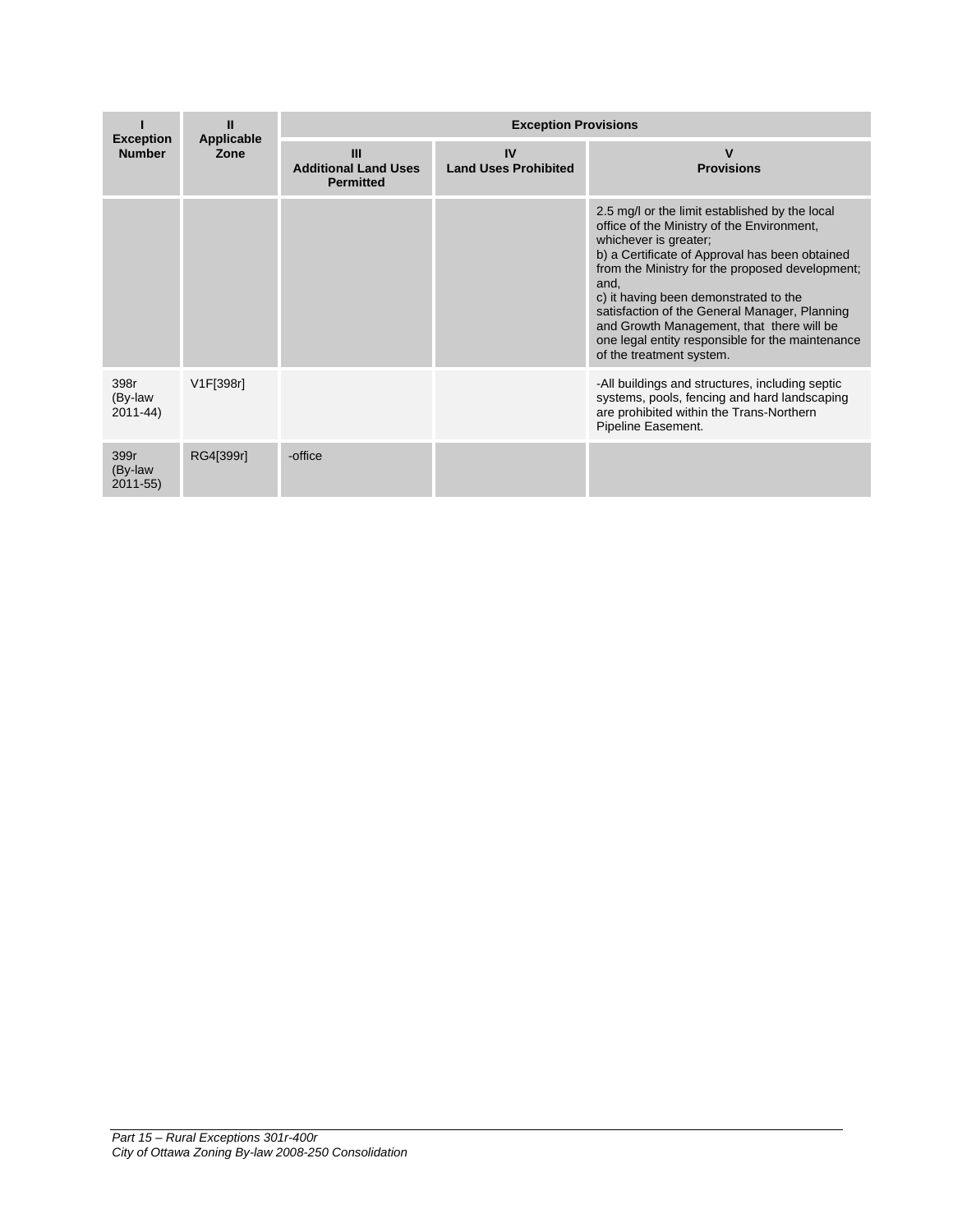| I<br>Exception Number | II<br>Applicable Zone | Exception Provisions | | |
|---|---|---|---|---|
| | | III<br>Additional Land Uses Permitted | IV<br>Land Uses Prohibited | V<br>Provisions |
| | | | | 2.5 mg/l or the limit established by the local office of the Ministry of the Environment, whichever is greater;<br>b) a Certificate of Approval has been obtained from the Ministry for the proposed development; and,<br>c) it having been demonstrated to the satisfaction of the General Manager, Planning and Growth Management, that there will be one legal entity responsible for the maintenance of the treatment system. |
| 398r (By-law 2011-44) | V1F[398r] | | | -All buildings and structures, including septic systems, pools, fencing and hard landscaping are prohibited within the Trans-Northern Pipeline Easement. |
| 399r (By-law 2011-55) | RG4[399r] | -office | | |